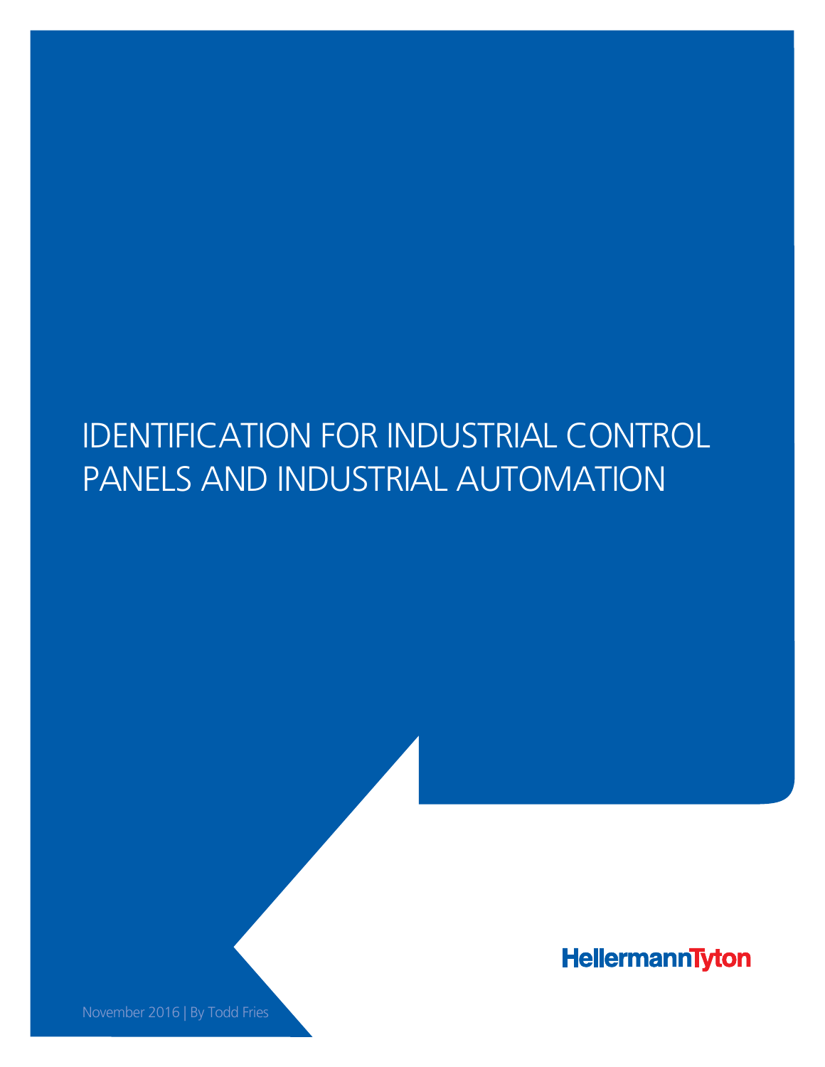# IDENTIFICATION FOR INDUSTRIAL CONTROL PANELS AND INDUSTRIAL AUTOMATION

HellermannTyton

November 2016 | By Todd Fries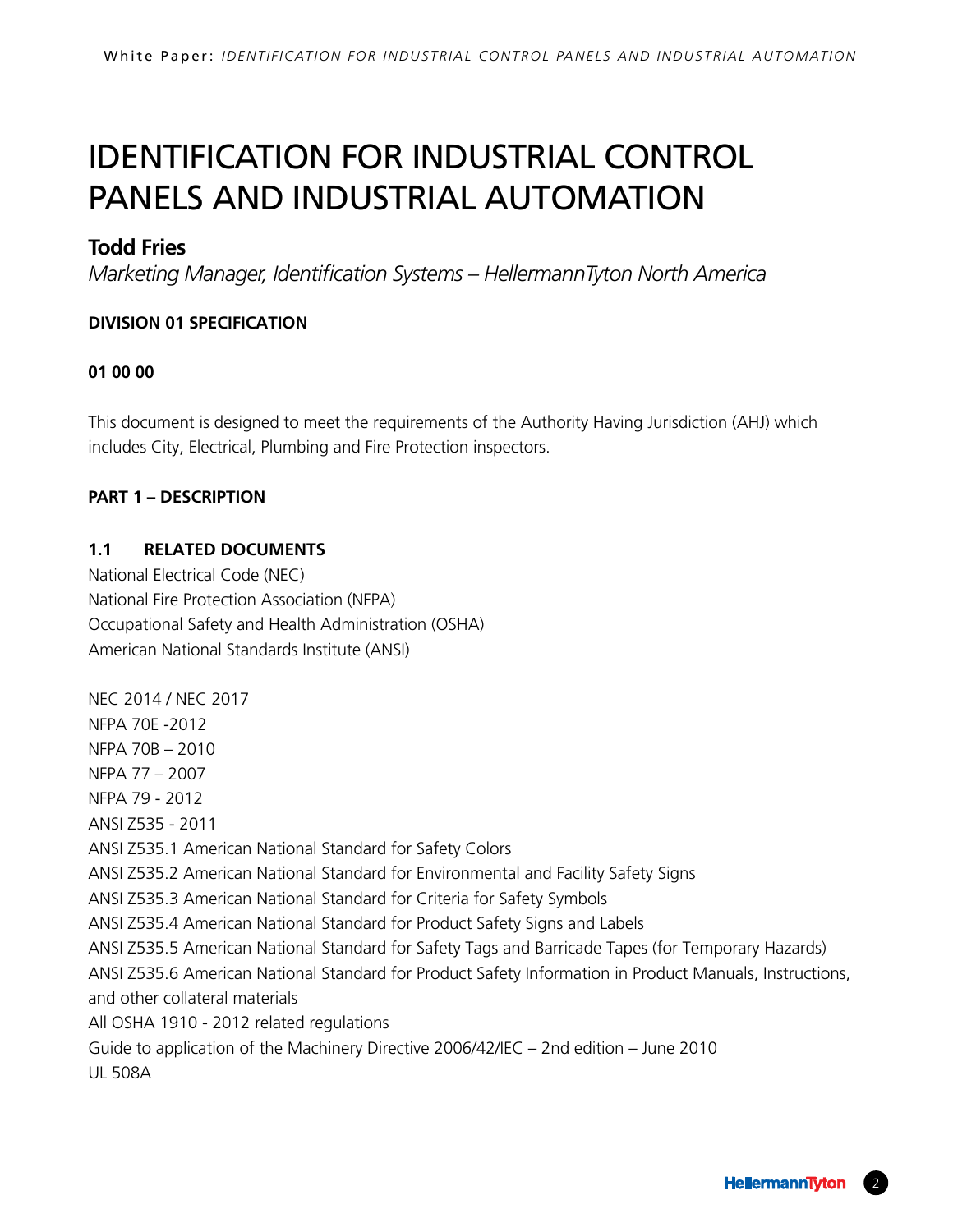# IDENTIFICATION FOR INDUSTRIAL CONTROL PANELS AND INDUSTRIAL AUTOMATION

**Todd Fries**

*Marketing Manager, Identification Systems – HellermannTyton North America*

**DIVISION 01 SPECIFICATION**

**01 00 00**

This document is designed to meet the requirements of the Authority Having Jurisdiction (AHJ) which includes City, Electrical, Plumbing and Fire Protection inspectors.

**PART 1 – DESCRIPTION**

**1.1 RELATED DOCUMENTS**

National Electrical Code (NEC)
National Fire Protection Association (NFPA)
Occupational Safety and Health Administration (OSHA)
American National Standards Institute (ANSI)

NEC 2014 / NEC 2017
NFPA 70E -2012
NFPA 70B – 2010
NFPA 77 – 2007
NFPA 79 - 2012
ANSI Z535 - 2011
ANSI Z535.1 American National Standard for Safety Colors
ANSI Z535.2 American National Standard for Environmental and Facility Safety Signs
ANSI Z535.3 American National Standard for Criteria for Safety Symbols
ANSI Z535.4 American National Standard for Product Safety Signs and Labels
ANSI Z535.5 American National Standard for Safety Tags and Barricade Tapes (for Temporary Hazards)
ANSI Z535.6 American National Standard for Product Safety Information in Product Manuals, Instructions, and other collateral materials
All OSHA 1910 - 2012 related regulations
Guide to application of the Machinery Directive 2006/42/IEC – 2nd edition – June 2010
UL 508A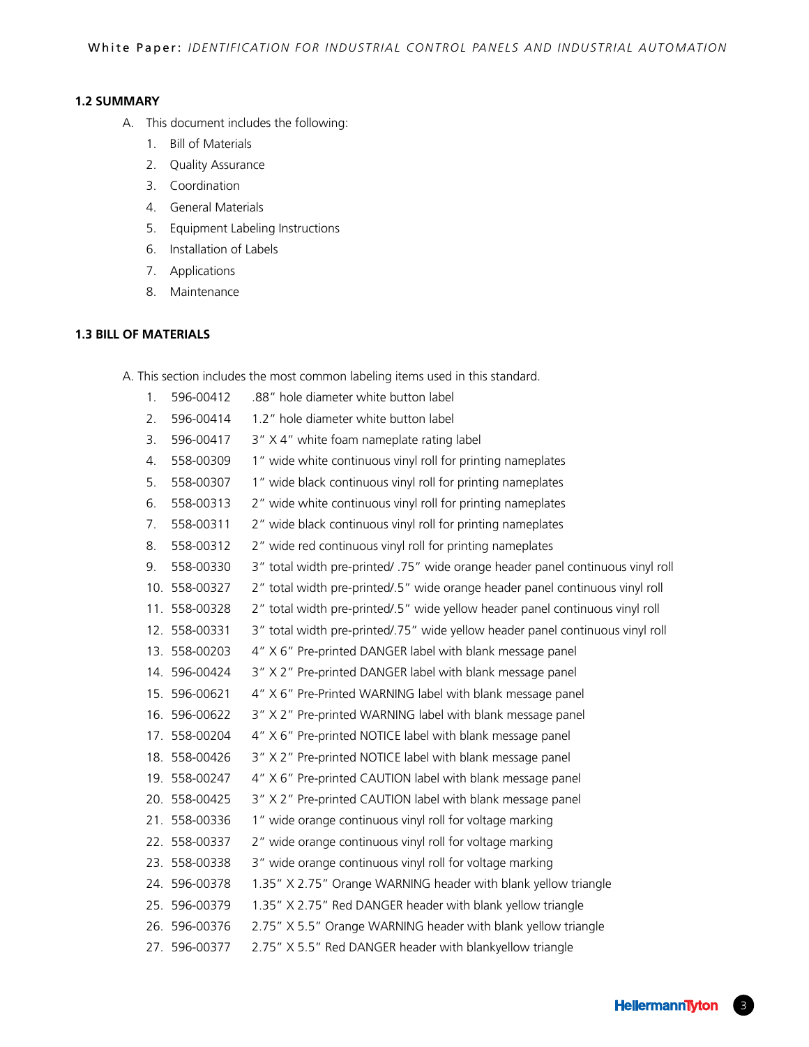### 1.2 SUMMARY

A. This document includes the following:

1. Bill of Materials
2. Quality Assurance
3. Coordination
4. General Materials
5. Equipment Labeling Instructions
6. Installation of Labels
7. Applications
8. Maintenance

### 1.3 BILL OF MATERIALS

A. This section includes the most common labeling items used in this standard.

1. 596-00412 .88" hole diameter white button label
2. 596-00414 1.2" hole diameter white button label
3. 596-00417 3" X 4" white foam nameplate rating label
4. 558-00309 1" wide white continuous vinyl roll for printing nameplates
5. 558-00307 1" wide black continuous vinyl roll for printing nameplates
6. 558-00313 2" wide white continuous vinyl roll for printing nameplates
7. 558-00311 2" wide black continuous vinyl roll for printing nameplates
8. 558-00312 2" wide red continuous vinyl roll for printing nameplates
9. 558-00330 3" total width pre-printed/ .75" wide orange header panel continuous vinyl roll
10. 558-00327 2" total width pre-printed/.5" wide orange header panel continuous vinyl roll
11. 558-00328 2" total width pre-printed/.5" wide yellow header panel continuous vinyl roll
12. 558-00331 3" total width pre-printed/.75" wide yellow header panel continuous vinyl roll
13. 558-00203 4" X 6" Pre-printed DANGER label with blank message panel
14. 596-00424 3" X 2" Pre-printed DANGER label with blank message panel
15. 596-00621 4" X 6" Pre-Printed WARNING label with blank message panel
16. 596-00622 3" X 2" Pre-printed WARNING label with blank message panel
17. 558-00204 4" X 6" Pre-printed NOTICE label with blank message panel
18. 558-00426 3" X 2" Pre-printed NOTICE label with blank message panel
19. 558-00247 4" X 6" Pre-printed CAUTION label with blank message panel
20. 558-00425 3" X 2" Pre-printed CAUTION label with blank message panel
21. 558-00336 1" wide orange continuous vinyl roll for voltage marking
22. 558-00337 2" wide orange continuous vinyl roll for voltage marking
23. 558-00338 3" wide orange continuous vinyl roll for voltage marking
24. 596-00378 1.35" X 2.75" Orange WARNING header with blank yellow triangle
25. 596-00379 1.35" X 2.75" Red DANGER header with blank yellow triangle
26. 596-00376 2.75" X 5.5" Orange WARNING header with blank yellow triangle
27. 596-00377 2.75" X 5.5" Red DANGER header with blankyellow triangle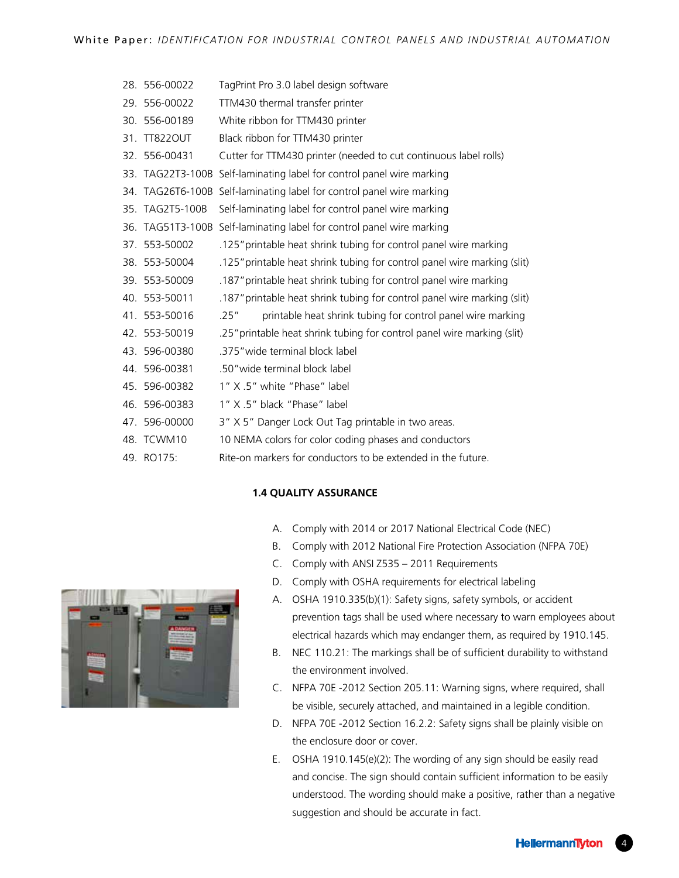28. 556-00022 TagPrint Pro 3.0 label design software
29. 556-00022 TTM430 thermal transfer printer
30. 556-00189 White ribbon for TTM430 printer
31. TT822OUT Black ribbon for TTM430 printer
32. 556-00431 Cutter for TTM430 printer (needed to cut continuous label rolls)
33. TAG22T3-100B Self-laminating label for control panel wire marking
34. TAG26T6-100B Self-laminating label for control panel wire marking
35. TAG2T5-100B Self-laminating label for control panel wire marking
36. TAG51T3-100B Self-laminating label for control panel wire marking
37. 553-50002 .125"printable heat shrink tubing for control panel wire marking
38. 553-50004 .125"printable heat shrink tubing for control panel wire marking (slit)
39. 553-50009 .187"printable heat shrink tubing for control panel wire marking
40. 553-50011 .187"printable heat shrink tubing for control panel wire marking (slit)
41. 553-50016 .25" printable heat shrink tubing for control panel wire marking
42. 553-50019 .25"printable heat shrink tubing for control panel wire marking (slit)
43. 596-00380 .375"wide terminal block label
44. 596-00381 .50"wide terminal block label
45. 596-00382 1" X .5" white "Phase" label
46. 596-00383 1" X .5" black "Phase" label
47. 596-00000 3" X 5" Danger Lock Out Tag printable in two areas.
48. TCWM10 10 NEMA colors for color coding phases and conductors
49. RO175: Rite-on markers for conductors to be extended in the future.

**1.4 QUALITY ASSURANCE**

A. Comply with 2014 or 2017 National Electrical Code (NEC)

B. Comply with 2012 National Fire Protection Association (NFPA 70E)

C. Comply with ANSI Z535 – 2011 Requirements

D. Comply with OSHA requirements for electrical labeling

A. OSHA 1910.335(b)(1): Safety signs, safety symbols, or accident prevention tags shall be used where necessary to warn employees about electrical hazards which may endanger them, as required by 1910.145.

B. NEC 110.21: The markings shall be of sufficient durability to withstand the environment involved.

C. NFPA 70E -2012 Section 205.11: Warning signs, where required, shall be visible, securely attached, and maintained in a legible condition.

D. NFPA 70E -2012 Section 16.2.2: Safety signs shall be plainly visible on the enclosure door or cover.

E. OSHA 1910.145(e)(2): The wording of any sign should be easily read and concise. The sign should contain sufficient information to be easily understood. The wording should make a positive, rather than a negative suggestion and should be accurate in fact.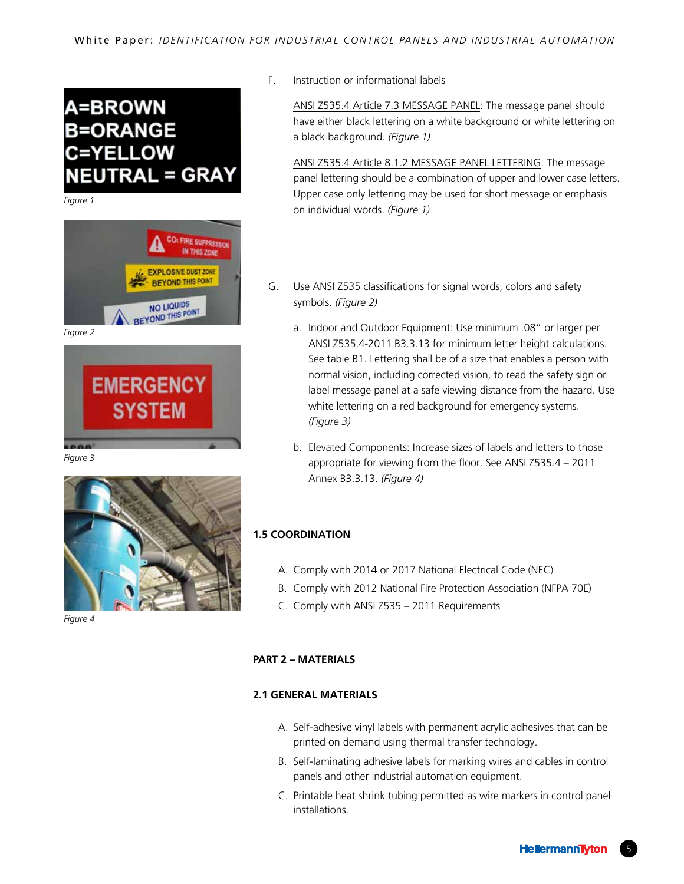A=BROWN
B=ORANGE
C=YELLOW
NEUTRAL = GRAY

*Figure 1*

*Figure 2*

*Figure 3*

*Figure 4*

F. Instruction or informational labels

ANSI Z535.4 Article 7.3 MESSAGE PANEL: The message panel should have either black lettering on a white background or white lettering on a black background. *(Figure 1)*

ANSI Z535.4 Article 8.1.2 MESSAGE PANEL LETTERING: The message panel lettering should be a combination of upper and lower case letters. Upper case only lettering may be used for short message or emphasis on individual words. *(Figure 1)*

G. Use ANSI Z535 classifications for signal words, colors and safety symbols. *(Figure 2)*

a. Indoor and Outdoor Equipment: Use minimum .08" or larger per ANSI Z535.4-2011 B3.3.13 for minimum letter height calculations. See table B1. Lettering shall be of a size that enables a person with normal vision, including corrected vision, to read the safety sign or label message panel at a safe viewing distance from the hazard. Use white lettering on a red background for emergency systems. *(Figure 3)*

b. Elevated Components: Increase sizes of labels and letters to those appropriate for viewing from the floor. See ANSI Z535.4 – 2011 Annex B3.3.13. *(Figure 4)*

### 1.5 COORDINATION

A. Comply with 2014 or 2017 National Electrical Code (NEC)
B. Comply with 2012 National Fire Protection Association (NFPA 70E)
C. Comply with ANSI Z535 – 2011 Requirements

## PART 2 – MATERIALS

### 2.1 GENERAL MATERIALS

A. Self-adhesive vinyl labels with permanent acrylic adhesives that can be printed on demand using thermal transfer technology.
B. Self-laminating adhesive labels for marking wires and cables in control panels and other industrial automation equipment.
C. Printable heat shrink tubing permitted as wire markers in control panel installations.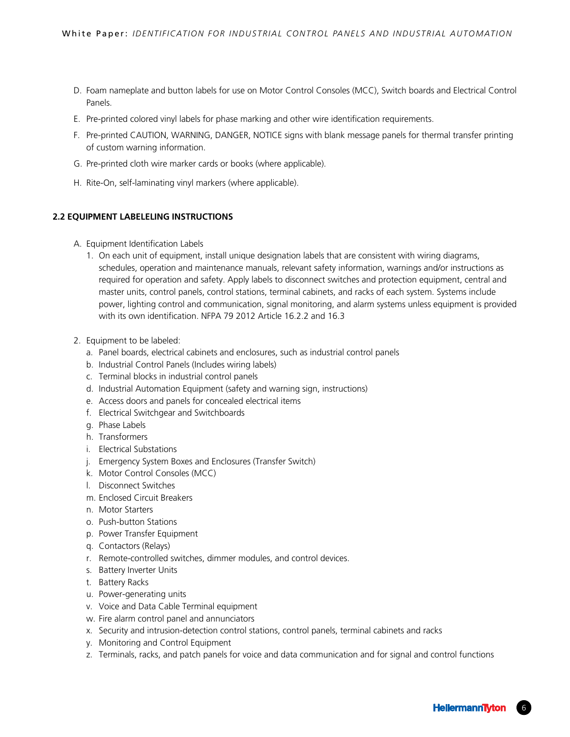D. Foam nameplate and button labels for use on Motor Control Consoles (MCC), Switch boards and Electrical Control Panels.

E. Pre-printed colored vinyl labels for phase marking and other wire identification requirements.

F. Pre-printed CAUTION, WARNING, DANGER, NOTICE signs with blank message panels for thermal transfer printing of custom warning information.

G. Pre-printed cloth wire marker cards or books (where applicable).

H. Rite-On, self-laminating vinyl markers (where applicable).

**2.2 EQUIPMENT LABELELING INSTRUCTIONS**

A. Equipment Identification Labels

1. On each unit of equipment, install unique designation labels that are consistent with wiring diagrams, schedules, operation and maintenance manuals, relevant safety information, warnings and/or instructions as required for operation and safety. Apply labels to disconnect switches and protection equipment, central and master units, control panels, control stations, terminal cabinets, and racks of each system. Systems include power, lighting control and communication, signal monitoring, and alarm systems unless equipment is provided with its own identification. NFPA 79 2012 Article 16.2.2 and 16.3

2. Equipment to be labeled:

   a. Panel boards, electrical cabinets and enclosures, such as industrial control panels
   b. Industrial Control Panels (Includes wiring labels)
   c. Terminal blocks in industrial control panels
   d. Industrial Automation Equipment (safety and warning sign, instructions)
   e. Access doors and panels for concealed electrical items
   f. Electrical Switchgear and Switchboards
   g. Phase Labels
   h. Transformers
   i. Electrical Substations
   j. Emergency System Boxes and Enclosures (Transfer Switch)
   k. Motor Control Consoles (MCC)
   l. Disconnect Switches
   m. Enclosed Circuit Breakers
   n. Motor Starters
   o. Push-button Stations
   p. Power Transfer Equipment
   q. Contactors (Relays)
   r. Remote-controlled switches, dimmer modules, and control devices.
   s. Battery Inverter Units
   t. Battery Racks
   u. Power-generating units
   v. Voice and Data Cable Terminal equipment
   w. Fire alarm control panel and annunciators
   x. Security and intrusion-detection control stations, control panels, terminal cabinets and racks
   y. Monitoring and Control Equipment
   z. Terminals, racks, and patch panels for voice and data communication and for signal and control functions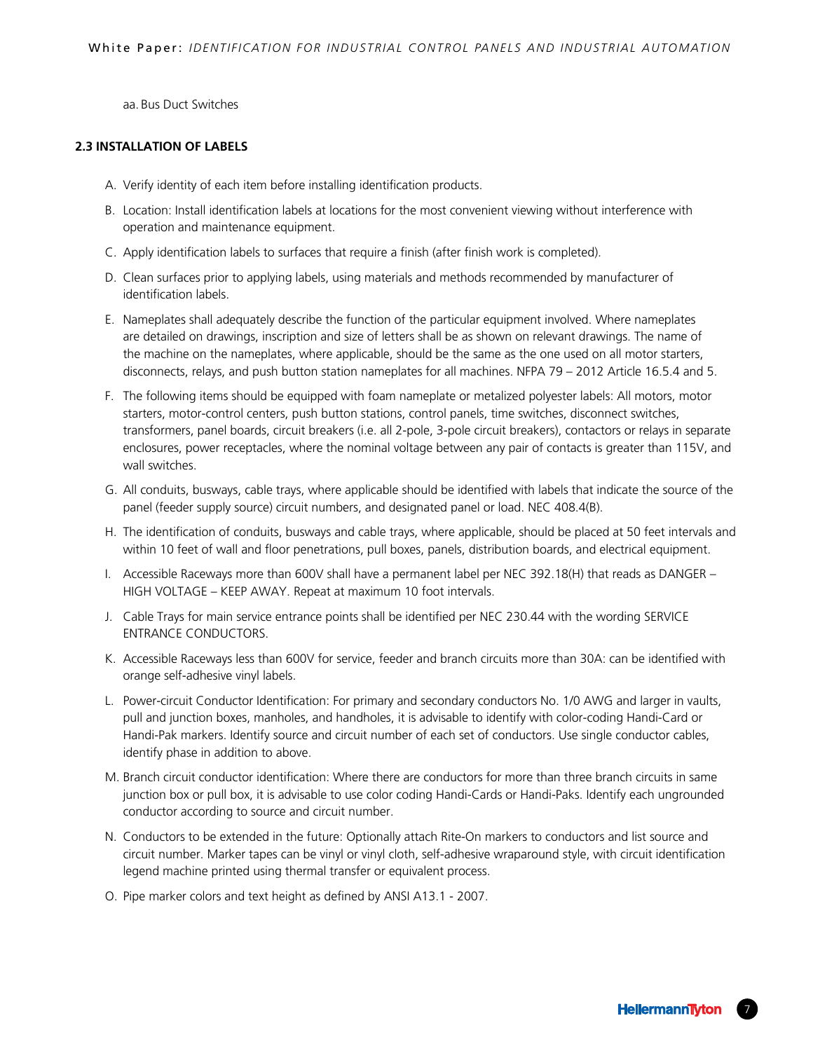aa. Bus Duct Switches

### 2.3 INSTALLATION OF LABELS

A. Verify identity of each item before installing identification products.

B. Location: Install identification labels at locations for the most convenient viewing without interference with operation and maintenance equipment.

C. Apply identification labels to surfaces that require a finish (after finish work is completed).

D. Clean surfaces prior to applying labels, using materials and methods recommended by manufacturer of identification labels.

E. Nameplates shall adequately describe the function of the particular equipment involved. Where nameplates are detailed on drawings, inscription and size of letters shall be as shown on relevant drawings. The name of the machine on the nameplates, where applicable, should be the same as the one used on all motor starters, disconnects, relays, and push button station nameplates for all machines. NFPA 79 – 2012 Article 16.5.4 and 5.

F. The following items should be equipped with foam nameplate or metalized polyester labels: All motors, motor starters, motor-control centers, push button stations, control panels, time switches, disconnect switches, transformers, panel boards, circuit breakers (i.e. all 2-pole, 3-pole circuit breakers), contactors or relays in separate enclosures, power receptacles, where the nominal voltage between any pair of contacts is greater than 115V, and wall switches.

G. All conduits, busways, cable trays, where applicable should be identified with labels that indicate the source of the panel (feeder supply source) circuit numbers, and designated panel or load. NEC 408.4(B).

H. The identification of conduits, busways and cable trays, where applicable, should be placed at 50 feet intervals and within 10 feet of wall and floor penetrations, pull boxes, panels, distribution boards, and electrical equipment.

I. Accessible Raceways more than 600V shall have a permanent label per NEC 392.18(H) that reads as DANGER – HIGH VOLTAGE – KEEP AWAY. Repeat at maximum 10 foot intervals.

J. Cable Trays for main service entrance points shall be identified per NEC 230.44 with the wording SERVICE ENTRANCE CONDUCTORS.

K. Accessible Raceways less than 600V for service, feeder and branch circuits more than 30A: can be identified with orange self-adhesive vinyl labels.

L. Power-circuit Conductor Identification: For primary and secondary conductors No. 1/0 AWG and larger in vaults, pull and junction boxes, manholes, and handholes, it is advisable to identify with color-coding Handi-Card or Handi-Pak markers. Identify source and circuit number of each set of conductors. Use single conductor cables, identify phase in addition to above.

M. Branch circuit conductor identification: Where there are conductors for more than three branch circuits in same junction box or pull box, it is advisable to use color coding Handi-Cards or Handi-Paks. Identify each ungrounded conductor according to source and circuit number.

N. Conductors to be extended in the future: Optionally attach Rite-On markers to conductors and list source and circuit number. Marker tapes can be vinyl or vinyl cloth, self-adhesive wraparound style, with circuit identification legend machine printed using thermal transfer or equivalent process.

O. Pipe marker colors and text height as defined by ANSI A13.1 - 2007.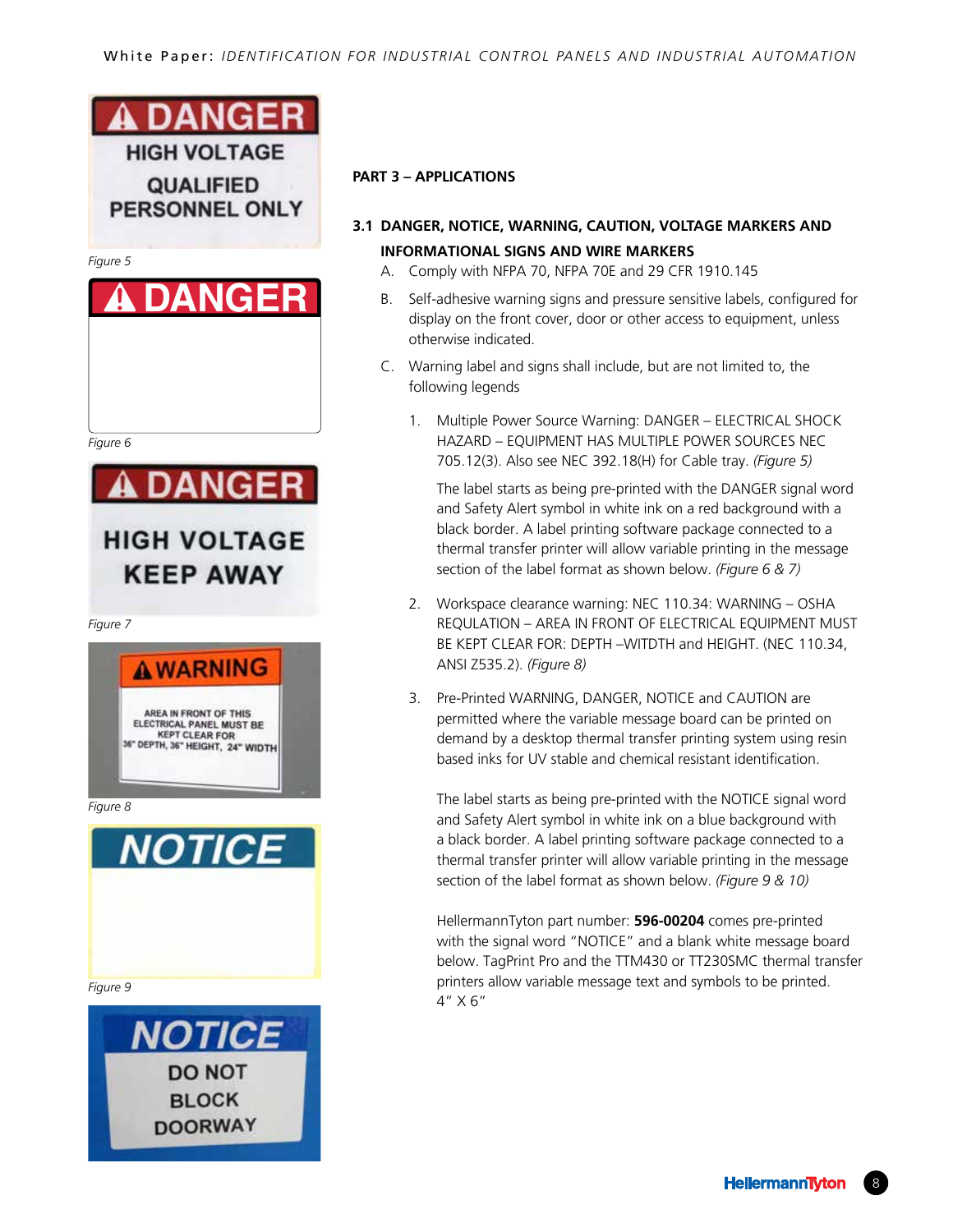DANGER
HIGH VOLTAGE
QUALIFIED PERSONNEL ONLY

*Figure 5*

DANGER

*Figure 6*

DANGER
HIGH VOLTAGE
KEEP AWAY

*Figure 7*

WARNING
AREA IN FRONT OF THIS ELECTRICAL PANEL MUST BE KEPT CLEAR FOR 36" DEPTH, 36" HEIGHT, 24" WIDTH

*Figure 8*

NOTICE

*Figure 9*

NOTICE
DO NOT BLOCK DOORWAY

**PART 3 – APPLICATIONS**

**3.1 DANGER, NOTICE, WARNING, CAUTION, VOLTAGE MARKERS AND INFORMATIONAL SIGNS AND WIRE MARKERS**

A. Comply with NFPA 70, NFPA 70E and 29 CFR 1910.145

B. Self-adhesive warning signs and pressure sensitive labels, configured for display on the front cover, door or other access to equipment, unless otherwise indicated.

C. Warning label and signs shall include, but are not limited to, the following legends

1. Multiple Power Source Warning: DANGER – ELECTRICAL SHOCK HAZARD – EQUIPMENT HAS MULTIPLE POWER SOURCES NEC 705.12(3). Also see NEC 392.18(H) for Cable tray. *(Figure 5)*

   The label starts as being pre-printed with the DANGER signal word and Safety Alert symbol in white ink on a red background with a black border. A label printing software package connected to a thermal transfer printer will allow variable printing in the message section of the label format as shown below. *(Figure 6 & 7)*

2. Workspace clearance warning: NEC 110.34: WARNING – OSHA REQULATION – AREA IN FRONT OF ELECTRICAL EQUIPMENT MUST BE KEPT CLEAR FOR: DEPTH –WITDTH and HEIGHT. (NEC 110.34, ANSI Z535.2). *(Figure 8)*

3. Pre-Printed WARNING, DANGER, NOTICE and CAUTION are permitted where the variable message board can be printed on demand by a desktop thermal transfer printing system using resin based inks for UV stable and chemical resistant identification.

   The label starts as being pre-printed with the NOTICE signal word and Safety Alert symbol in white ink on a blue background with a black border. A label printing software package connected to a thermal transfer printer will allow variable printing in the message section of the label format as shown below. *(Figure 9 & 10)*

   HellermannTyton part number: **596-00204** comes pre-printed with the signal word "NOTICE" and a blank white message board below. TagPrint Pro and the TTM430 or TT230SMC thermal transfer printers allow variable message text and symbols to be printed. 4" X 6"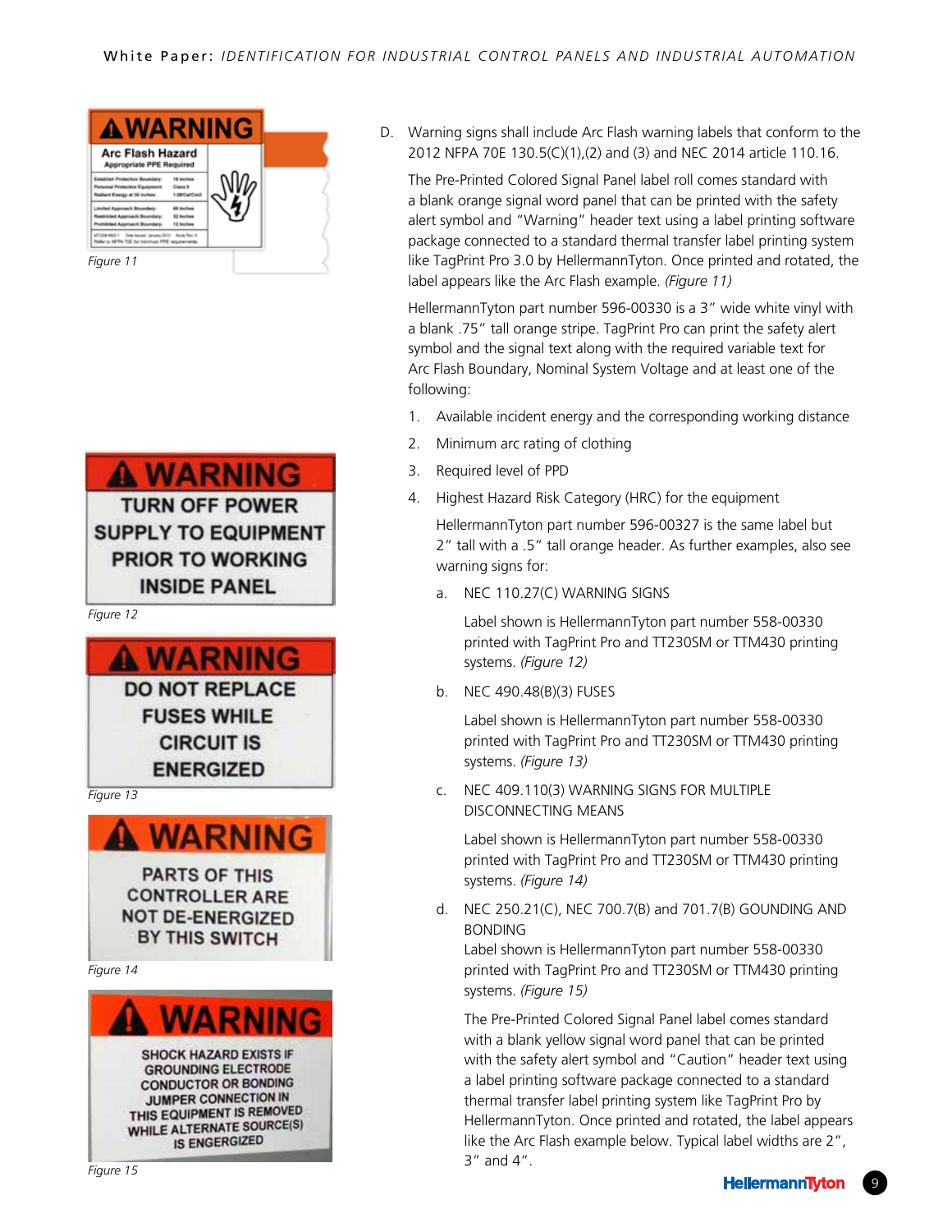Figure 11

Figure 12

Figure 13

Figure 14

Figure 15

D. Warning signs shall include Arc Flash warning labels that conform to the 2012 NFPA 70E 130.5(C)(1),(2) and (3) and NEC 2014 article 110.16.

The Pre-Printed Colored Signal Panel label roll comes standard with a blank orange signal word panel that can be printed with the safety alert symbol and "Warning" header text using a label printing software package connected to a standard thermal transfer label printing system like TagPrint Pro 3.0 by HellermannTyton. Once printed and rotated, the label appears like the Arc Flash example. *(Figure 11)*

HellermannTyton part number 596-00330 is a 3" wide white vinyl with a blank .75" tall orange stripe. TagPrint Pro can print the safety alert symbol and the signal text along with the required variable text for Arc Flash Boundary, Nominal System Voltage and at least one of the following:

1. Available incident energy and the corresponding working distance
2. Minimum arc rating of clothing
3. Required level of PPD
4. Highest Hazard Risk Category (HRC) for the equipment

HellermannTyton part number 596-00327 is the same label but 2" tall with a .5" tall orange header. As further examples, also see warning signs for:

a. NEC 110.27(C) WARNING SIGNS

Label shown is HellermannTyton part number 558-00330 printed with TagPrint Pro and TT230SM or TTM430 printing systems. *(Figure 12)*

b. NEC 490.48(B)(3) FUSES

Label shown is HellermannTyton part number 558-00330 printed with TagPrint Pro and TT230SM or TTM430 printing systems. *(Figure 13)*

c. NEC 409.110(3) WARNING SIGNS FOR MULTIPLE DISCONNECTING MEANS

Label shown is HellermannTyton part number 558-00330 printed with TagPrint Pro and TT230SM or TTM430 printing systems. *(Figure 14)*

d. NEC 250.21(C), NEC 700.7(B) and 701.7(B) GOUNDING AND BONDING

Label shown is HellermannTyton part number 558-00330 printed with TagPrint Pro and TT230SM or TTM430 printing systems. *(Figure 15)*

The Pre-Printed Colored Signal Panel label comes standard with a blank yellow signal word panel that can be printed with the safety alert symbol and "Caution" header text using a label printing software package connected to a standard thermal transfer label printing system like TagPrint Pro by HellermannTyton. Once printed and rotated, the label appears like the Arc Flash example below. Typical label widths are 2", 3" and 4".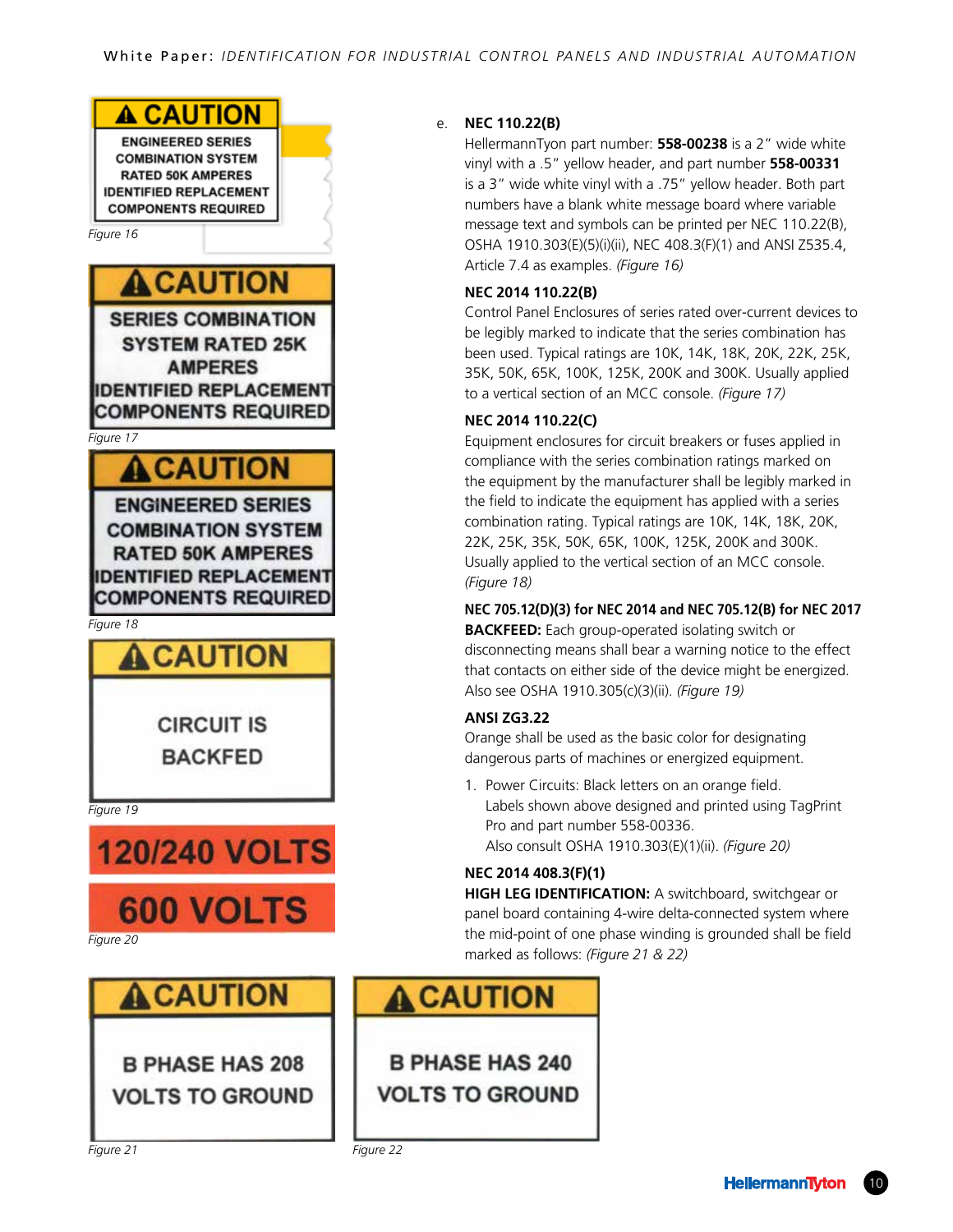**⚠ CAUTION**

ENGINEERED SERIES
COMBINATION SYSTEM
RATED 50K AMPERES
IDENTIFIED REPLACEMENT
COMPONENTS REQUIRED

*Figure 16*

**⚠ CAUTION**

SERIES COMBINATION
SYSTEM RATED 25K
AMPERES
IDENTIFIED REPLACEMENT
COMPONENTS REQUIRED

*Figure 17*

**⚠ CAUTION**

ENGINEERED SERIES
COMBINATION SYSTEM
RATED 50K AMPERES
IDENTIFIED REPLACEMENT
COMPONENTS REQUIRED

*Figure 18*

**⚠ CAUTION**

CIRCUIT IS
BACKFED

*Figure 19*

120/240 VOLTS

600 VOLTS

*Figure 20*

e. **NEC 110.22(B)**

HellermannTyon part number: **558-00238** is a 2" wide white vinyl with a .5" yellow header, and part number **558-00331** is a 3" wide white vinyl with a .75" yellow header. Both part numbers have a blank white message board where variable message text and symbols can be printed per NEC 110.22(B), OSHA 1910.303(E)(5)(i)(ii), NEC 408.3(F)(1) and ANSI Z535.4, Article 7.4 as examples. *(Figure 16)*

**NEC 2014 110.22(B)**

Control Panel Enclosures of series rated over-current devices to be legibly marked to indicate that the series combination has been used. Typical ratings are 10K, 14K, 18K, 20K, 22K, 25K, 35K, 50K, 65K, 100K, 125K, 200K and 300K. Usually applied to a vertical section of an MCC console. *(Figure 17)*

**NEC 2014 110.22(C)**

Equipment enclosures for circuit breakers or fuses applied in compliance with the series combination ratings marked on the equipment by the manufacturer shall be legibly marked in the field to indicate the equipment has applied with a series combination rating. Typical ratings are 10K, 14K, 18K, 20K, 22K, 25K, 35K, 50K, 65K, 100K, 125K, 200K and 300K. Usually applied to the vertical section of an MCC console. *(Figure 18)*

**NEC 705.12(D)(3) for NEC 2014 and NEC 705.12(B) for NEC 2017**

**BACKFEED:** Each group-operated isolating switch or disconnecting means shall bear a warning notice to the effect that contacts on either side of the device might be energized. Also see OSHA 1910.305(c)(3)(ii). *(Figure 19)*

**ANSI ZG3.22**

Orange shall be used as the basic color for designating dangerous parts of machines or energized equipment.

1. Power Circuits: Black letters on an orange field. Labels shown above designed and printed using TagPrint Pro and part number 558-00336. Also consult OSHA 1910.303(E)(1)(ii). *(Figure 20)*

**NEC 2014 408.3(F)(1)**

**HIGH LEG IDENTIFICATION:** A switchboard, switchgear or panel board containing 4-wire delta-connected system where the mid-point of one phase winding is grounded shall be field marked as follows: *(Figure 21 & 22)*

**⚠ CAUTION**

B PHASE HAS 208
VOLTS TO GROUND

*Figure 21*

**⚠ CAUTION**

B PHASE HAS 240
VOLTS TO GROUND

*Figure 22*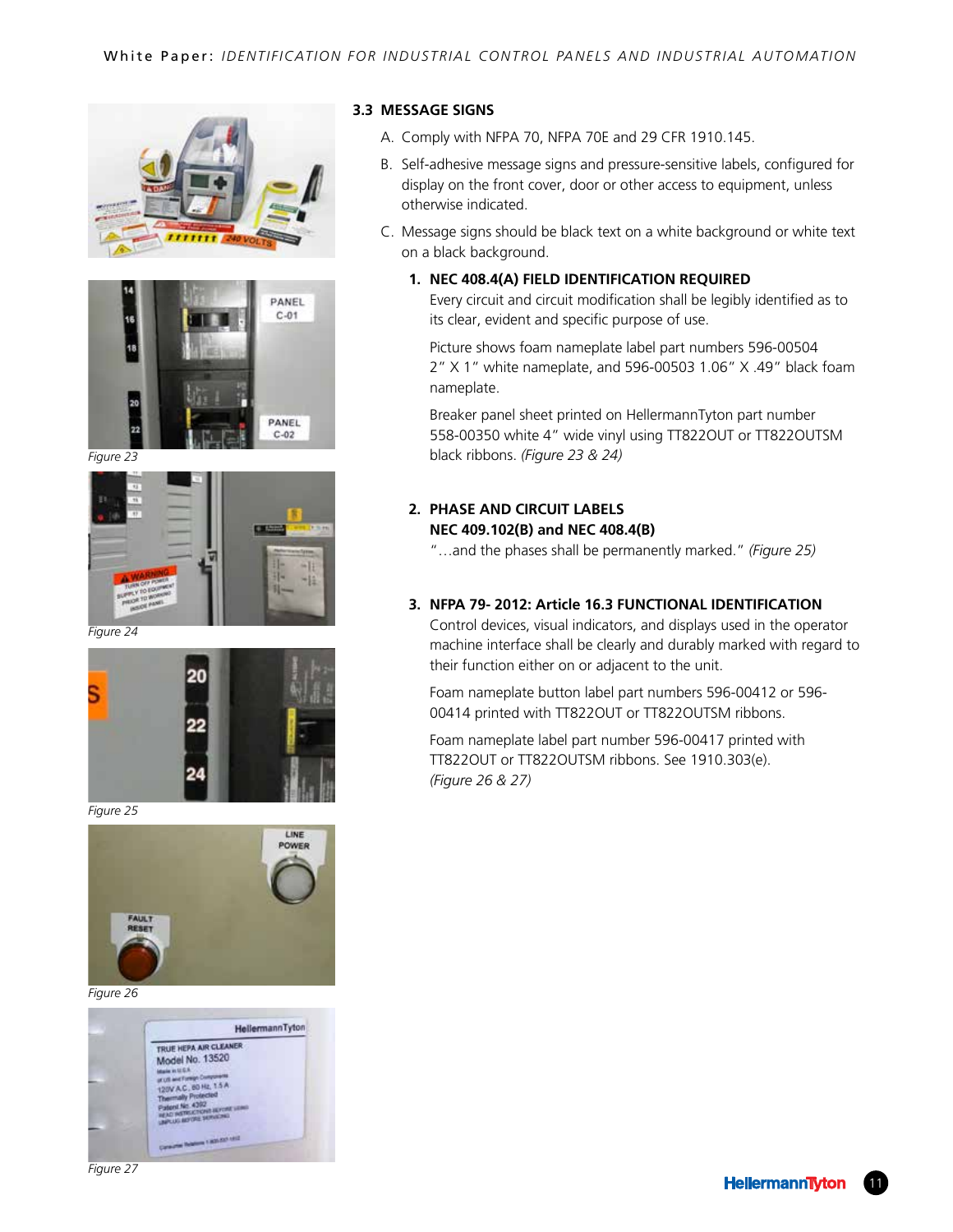Figure 23

Figure 24

Figure 25

Figure 26

Figure 27

### 3.3 MESSAGE SIGNS

A. Comply with NFPA 70, NFPA 70E and 29 CFR 1910.145.

B. Self-adhesive message signs and pressure-sensitive labels, configured for display on the front cover, door or other access to equipment, unless otherwise indicated.

C. Message signs should be black text on a white background or white text on a black background.

**1. NEC 408.4(A) FIELD IDENTIFICATION REQUIRED**

Every circuit and circuit modification shall be legibly identified as to its clear, evident and specific purpose of use.

Picture shows foam nameplate label part numbers 596-00504 2" X 1" white nameplate, and 596-00503 1.06" X .49" black foam nameplate.

Breaker panel sheet printed on HellermannTyton part number 558-00350 white 4" wide vinyl using TT822OUT or TT822OUTSM black ribbons. *(Figure 23 & 24)*

**2. PHASE AND CIRCUIT LABELS**
**NEC 409.102(B) and NEC 408.4(B)**

"…and the phases shall be permanently marked." *(Figure 25)*

**3. NFPA 79- 2012: Article 16.3 FUNCTIONAL IDENTIFICATION**

Control devices, visual indicators, and displays used in the operator machine interface shall be clearly and durably marked with regard to their function either on or adjacent to the unit.

Foam nameplate button label part numbers 596-00412 or 596-00414 printed with TT822OUT or TT822OUTSM ribbons.

Foam nameplate label part number 596-00417 printed with TT822OUT or TT822OUTSM ribbons. See 1910.303(e). *(Figure 26 & 27)*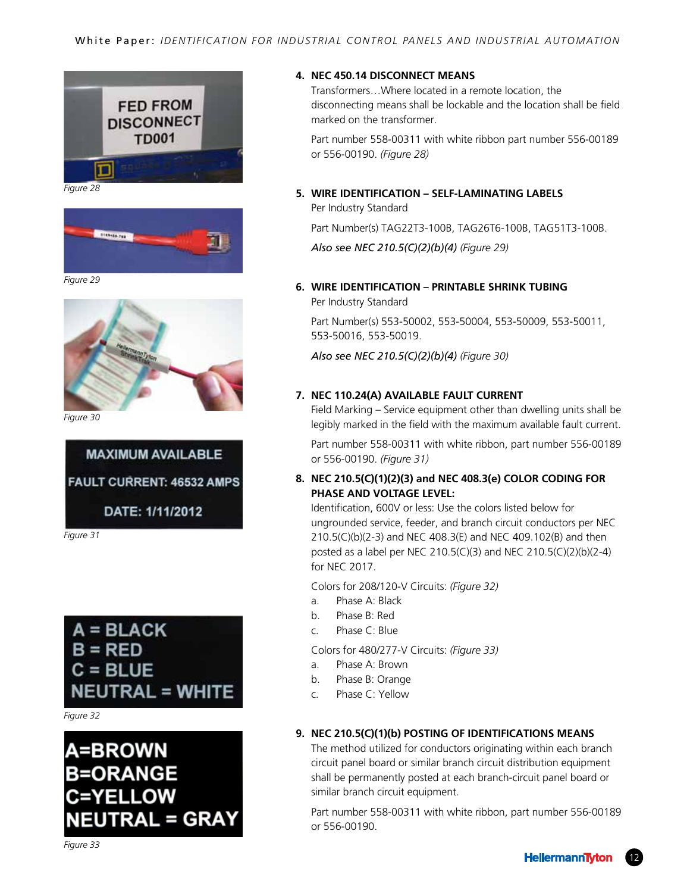FED FROM DISCONNECT TD001

Figure 28

Figure 29

Figure 30

MAXIMUM AVAILABLE
FAULT CURRENT: 46532 AMPS
DATE: 1/11/2012

Figure 31

A = BLACK
B = RED
C = BLUE
NEUTRAL = WHITE

Figure 32

A=BROWN
B=ORANGE
C=YELLOW
NEUTRAL = GRAY

Figure 33

**4. NEC 450.14 DISCONNECT MEANS**

Transformers…Where located in a remote location, the disconnecting means shall be lockable and the location shall be field marked on the transformer.

Part number 558-00311 with white ribbon part number 556-00189 or 556-00190. *(Figure 28)*

**5. WIRE IDENTIFICATION – SELF-LAMINATING LABELS**

Per Industry Standard

Part Number(s) TAG22T3-100B, TAG26T6-100B, TAG51T3-100B.

*Also see NEC 210.5(C)(2)(b)(4) (Figure 29)*

**6. WIRE IDENTIFICATION – PRINTABLE SHRINK TUBING**

Per Industry Standard

Part Number(s) 553-50002, 553-50004, 553-50009, 553-50011, 553-50016, 553-50019.

*Also see NEC 210.5(C)(2)(b)(4) (Figure 30)*

**7. NEC 110.24(A) AVAILABLE FAULT CURRENT**

Field Marking – Service equipment other than dwelling units shall be legibly marked in the field with the maximum available fault current.

Part number 558-00311 with white ribbon, part number 556-00189 or 556-00190. *(Figure 31)*

**8. NEC 210.5(C)(1)(2)(3) and NEC 408.3(e) COLOR CODING FOR PHASE AND VOLTAGE LEVEL:**

Identification, 600V or less: Use the colors listed below for ungrounded service, feeder, and branch circuit conductors per NEC 210.5(C)(b)(2-3) and NEC 408.3(E) and NEC 409.102(B) and then posted as a label per NEC 210.5(C)(3) and NEC 210.5(C)(2)(b)(2-4) for NEC 2017.

Colors for 208/120-V Circuits: *(Figure 32)*

a. Phase A: Black
b. Phase B: Red
c. Phase C: Blue

Colors for 480/277-V Circuits: *(Figure 33)*

a. Phase A: Brown
b. Phase B: Orange
c. Phase C: Yellow

**9. NEC 210.5(C)(1)(b) POSTING OF IDENTIFICATIONS MEANS**

The method utilized for conductors originating within each branch circuit panel board or similar branch circuit distribution equipment shall be permanently posted at each branch-circuit panel board or similar branch circuit equipment.

Part number 558-00311 with white ribbon, part number 556-00189 or 556-00190.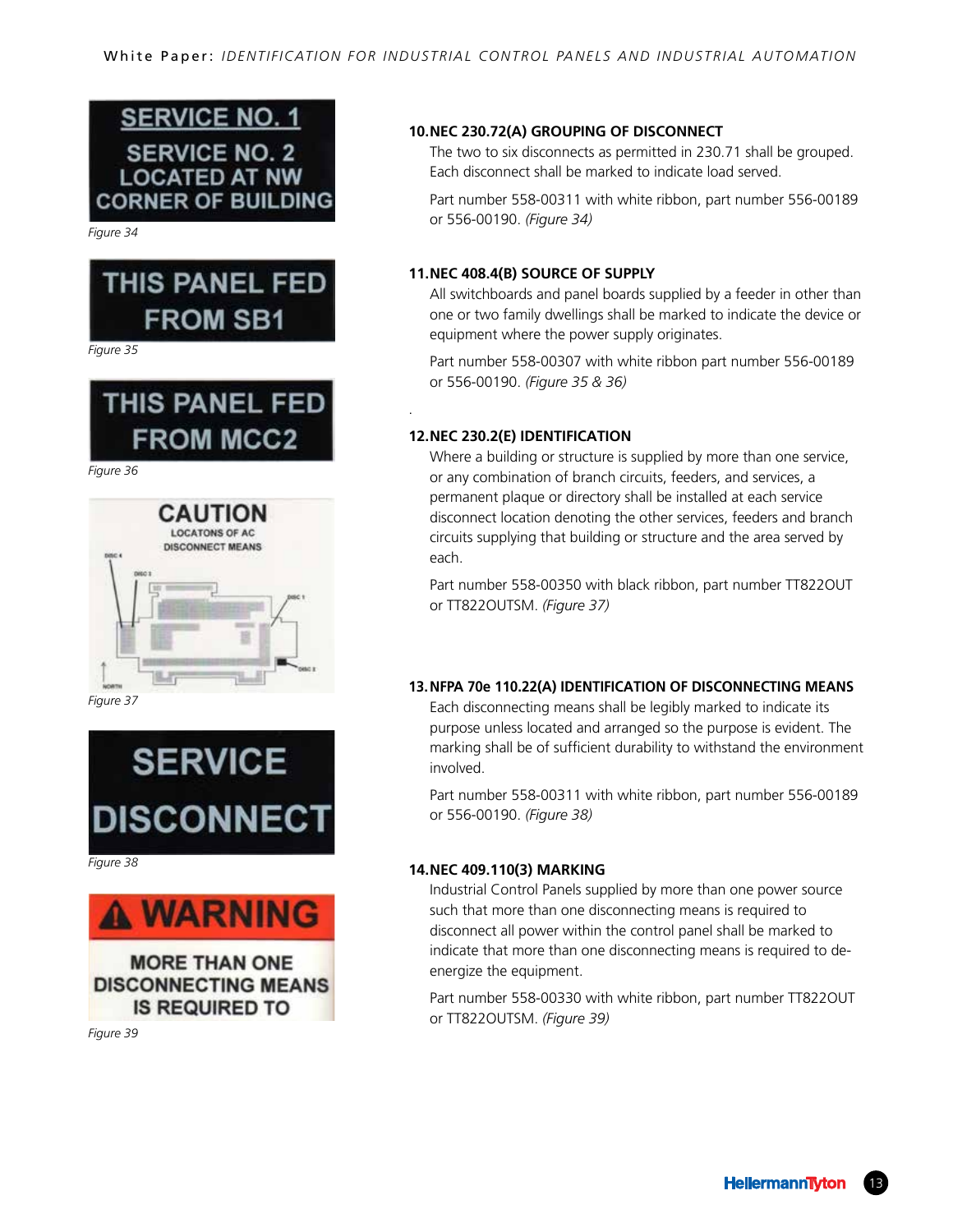SERVICE NO. 1

SERVICE NO. 2
LOCATED AT NW
CORNER OF BUILDING

*Figure 34*

THIS PANEL FED
FROM SB1

*Figure 35*

THIS PANEL FED
FROM MCC2

*Figure 36*

CAUTION
LOCATONS OF AC
DISCONNECT MEANS

*Figure 37*

SERVICE
DISCONNECT

*Figure 38*

⚠ WARNING
MORE THAN ONE
DISCONNECTING MEANS
IS REQUIRED TO

*Figure 39*

### 10. NEC 230.72(A) GROUPING OF DISCONNECT

The two to six disconnects as permitted in 230.71 shall be grouped. Each disconnect shall be marked to indicate load served.

Part number 558-00311 with white ribbon, part number 556-00189 or 556-00190. *(Figure 34)*

### 11. NEC 408.4(B) SOURCE OF SUPPLY

All switchboards and panel boards supplied by a feeder in other than one or two family dwellings shall be marked to indicate the device or equipment where the power supply originates.

Part number 558-00307 with white ribbon part number 556-00189 or 556-00190. *(Figure 35 & 36)*

### 12. NEC 230.2(E) IDENTIFICATION

Where a building or structure is supplied by more than one service, or any combination of branch circuits, feeders, and services, a permanent plaque or directory shall be installed at each service disconnect location denoting the other services, feeders and branch circuits supplying that building or structure and the area served by each.

Part number 558-00350 with black ribbon, part number TT822OUT or TT822OUTSM. *(Figure 37)*

### 13. NFPA 70e 110.22(A) IDENTIFICATION OF DISCONNECTING MEANS

Each disconnecting means shall be legibly marked to indicate its purpose unless located and arranged so the purpose is evident. The marking shall be of sufficient durability to withstand the environment involved.

Part number 558-00311 with white ribbon, part number 556-00189 or 556-00190. *(Figure 38)*

### 14. NEC 409.110(3) MARKING

Industrial Control Panels supplied by more than one power source such that more than one disconnecting means is required to disconnect all power within the control panel shall be marked to indicate that more than one disconnecting means is required to de-energize the equipment.

Part number 558-00330 with white ribbon, part number TT822OUT or TT822OUTSM. *(Figure 39)*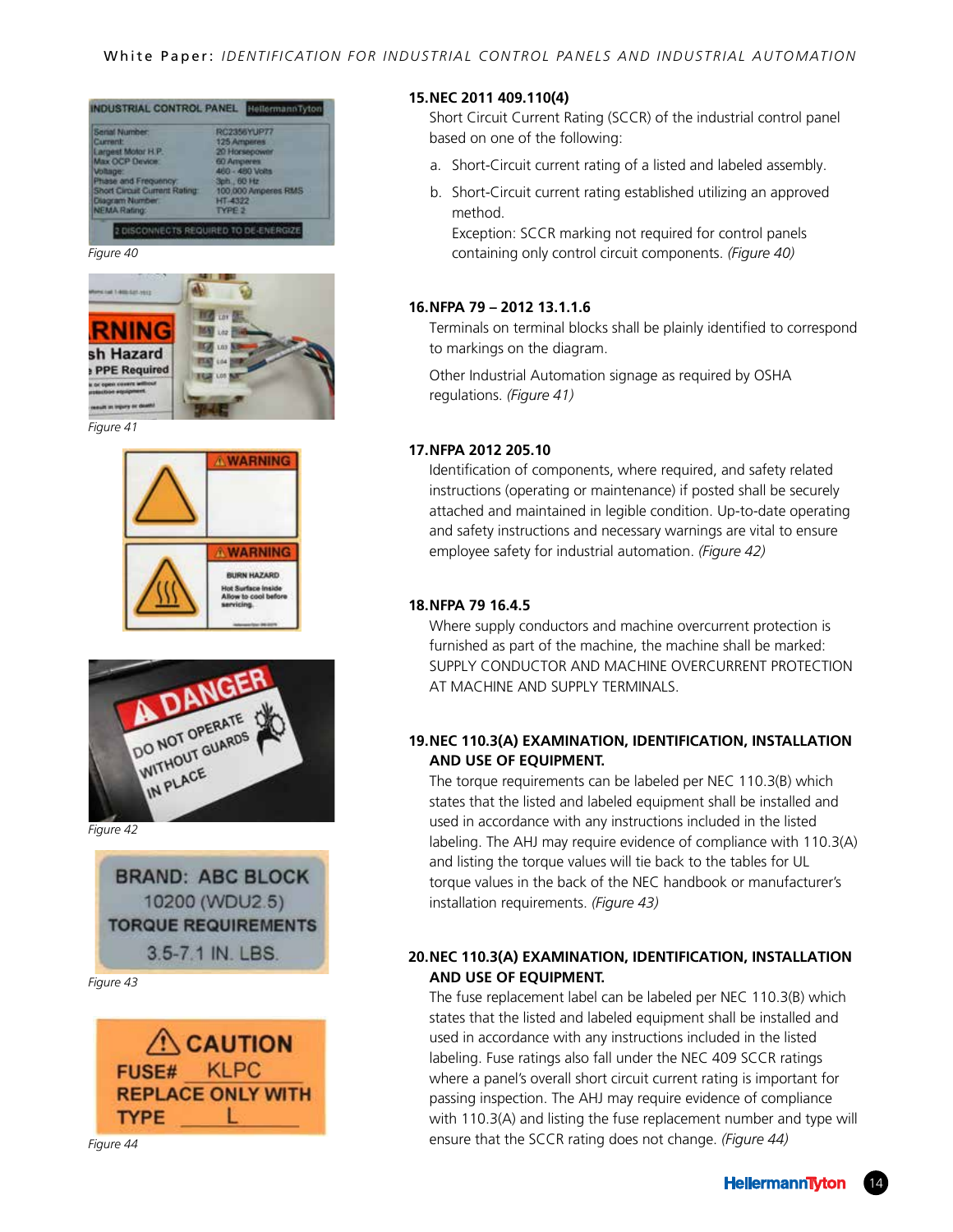Figure 40

Figure 41

Figure 42

Figure 43

Figure 44

**15. NEC 2011 409.110(4)**

Short Circuit Current Rating (SCCR) of the industrial control panel based on one of the following:

a. Short-Circuit current rating of a listed and labeled assembly.

b. Short-Circuit current rating established utilizing an approved method.
Exception: SCCR marking not required for control panels containing only control circuit components. *(Figure 40)*

**16. NFPA 79 – 2012 13.1.1.6**

Terminals on terminal blocks shall be plainly identified to correspond to markings on the diagram.

Other Industrial Automation signage as required by OSHA regulations. *(Figure 41)*

**17. NFPA 2012 205.10**

Identification of components, where required, and safety related instructions (operating or maintenance) if posted shall be securely attached and maintained in legible condition. Up-to-date operating and safety instructions and necessary warnings are vital to ensure employee safety for industrial automation. *(Figure 42)*

**18. NFPA 79 16.4.5**

Where supply conductors and machine overcurrent protection is furnished as part of the machine, the machine shall be marked: SUPPLY CONDUCTOR AND MACHINE OVERCURRENT PROTECTION AT MACHINE AND SUPPLY TERMINALS.

**19. NEC 110.3(A) EXAMINATION, IDENTIFICATION, INSTALLATION AND USE OF EQUIPMENT.**

The torque requirements can be labeled per NEC 110.3(B) which states that the listed and labeled equipment shall be installed and used in accordance with any instructions included in the listed labeling. The AHJ may require evidence of compliance with 110.3(A) and listing the torque values will tie back to the tables for UL torque values in the back of the NEC handbook or manufacturer's installation requirements. *(Figure 43)*

**20. NEC 110.3(A) EXAMINATION, IDENTIFICATION, INSTALLATION AND USE OF EQUIPMENT.**

The fuse replacement label can be labeled per NEC 110.3(B) which states that the listed and labeled equipment shall be installed and used in accordance with any instructions included in the listed labeling. Fuse ratings also fall under the NEC 409 SCCR ratings where a panel's overall short circuit current rating is important for passing inspection. The AHJ may require evidence of compliance with 110.3(A) and listing the fuse replacement number and type will ensure that the SCCR rating does not change. *(Figure 44)*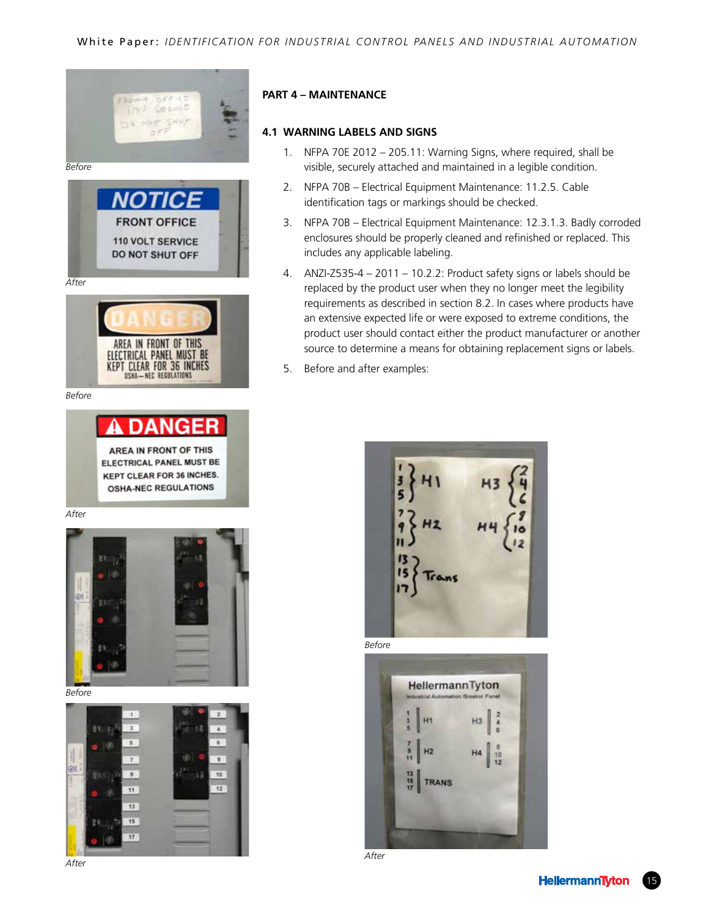## PART 4 – MAINTENANCE

### 4.1 WARNING LABELS AND SIGNS

1. NFPA 70E 2012 – 205.11: Warning Signs, where required, shall be visible, securely attached and maintained in a legible condition.
2. NFPA 70B – Electrical Equipment Maintenance: 11.2.5. Cable identification tags or markings should be checked.
3. NFPA 70B – Electrical Equipment Maintenance: 12.3.1.3. Badly corroded enclosures should be properly cleaned and refinished or replaced. This includes any applicable labeling.
4. ANZI-Z535-4 – 2011 – 10.2.2: Product safety signs or labels should be replaced by the product user when they no longer meet the legibility requirements as described in section 8.2. In cases where products have an extensive expected life or were exposed to extreme conditions, the product user should contact either the product manufacturer or another source to determine a means for obtaining replacement signs or labels.
5. Before and after examples:

*Before*

*After*

*Before*

*After*

*Before*

*After*

*Before*

*After*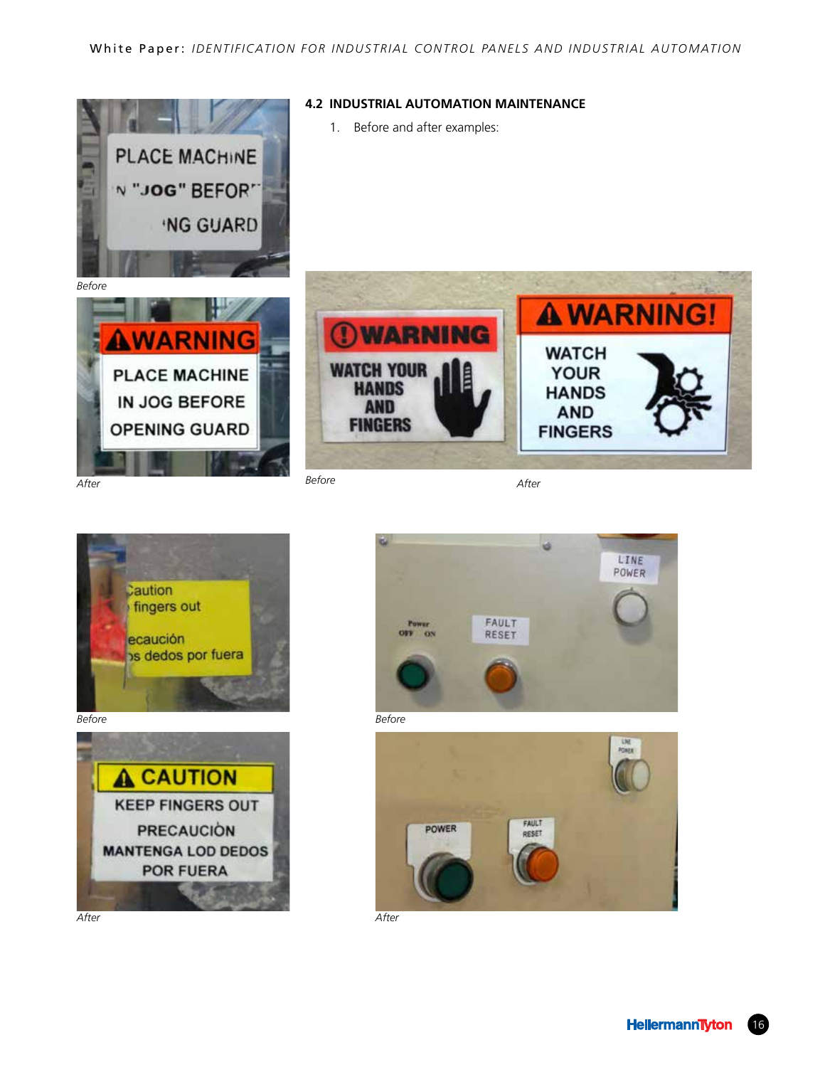## 4.2 INDUSTRIAL AUTOMATION MAINTENANCE

1. Before and after examples:

*Before*

*After*

*Before*

*After*

*Before*

*After*

*Before*

*After*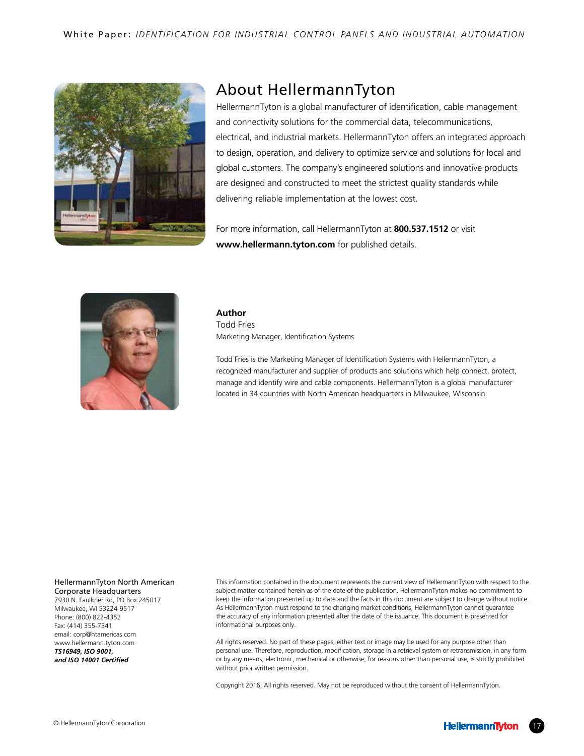## About HellermannTyton

HellermannTyton is a global manufacturer of identification, cable management and connectivity solutions for the commercial data, telecommunications, electrical, and industrial markets. HellermannTyton offers an integrated approach to design, operation, and delivery to optimize service and solutions for local and global customers. The company's engineered solutions and innovative products are designed and constructed to meet the strictest quality standards while delivering reliable implementation at the lowest cost.

For more information, call HellermannTyton at **800.537.1512** or visit **www.hellermann.tyton.com** for published details.

**Author**
Todd Fries
Marketing Manager, Identification Systems

Todd Fries is the Marketing Manager of Identification Systems with HellermannTyton, a recognized manufacturer and supplier of products and solutions which help connect, protect, manage and identify wire and cable components. HellermannTyton is a global manufacturer located in 34 countries with North American headquarters in Milwaukee, Wisconsin.

HellermannTyton North American Corporate Headquarters
7930 N. Faulkner Rd, PO Box 245017
Milwaukee, WI 53224-9517
Phone: (800) 822-4352
Fax: (414) 355-7341
email: corp@htamericas.com
www.hellermann.tyton.com
***TS16949, ISO 9001, and ISO 14001 Certified***

This information contained in the document represents the current view of HellermannTyton with respect to the subject matter contained herein as of the date of the publication. HellermannTyton makes no commitment to keep the information presented up to date and the facts in this document are subject to change without notice. As HellermannTyton must respond to the changing market conditions, HellermannTyton cannot guarantee the accuracy of any information presented after the date of the issuance. This document is presented for informational purposes only.

All rights reserved. No part of these pages, either text or image may be used for any purpose other than personal use. Therefore, reproduction, modification, storage in a retrieval system or retransmission, in any form or by any means, electronic, mechanical or otherwise, for reasons other than personal use, is strictly prohibited without prior written permission.

Copyright 2016, All rights reserved. May not be reproduced without the consent of HellermannTyton.

© HellermannTyton Corporation